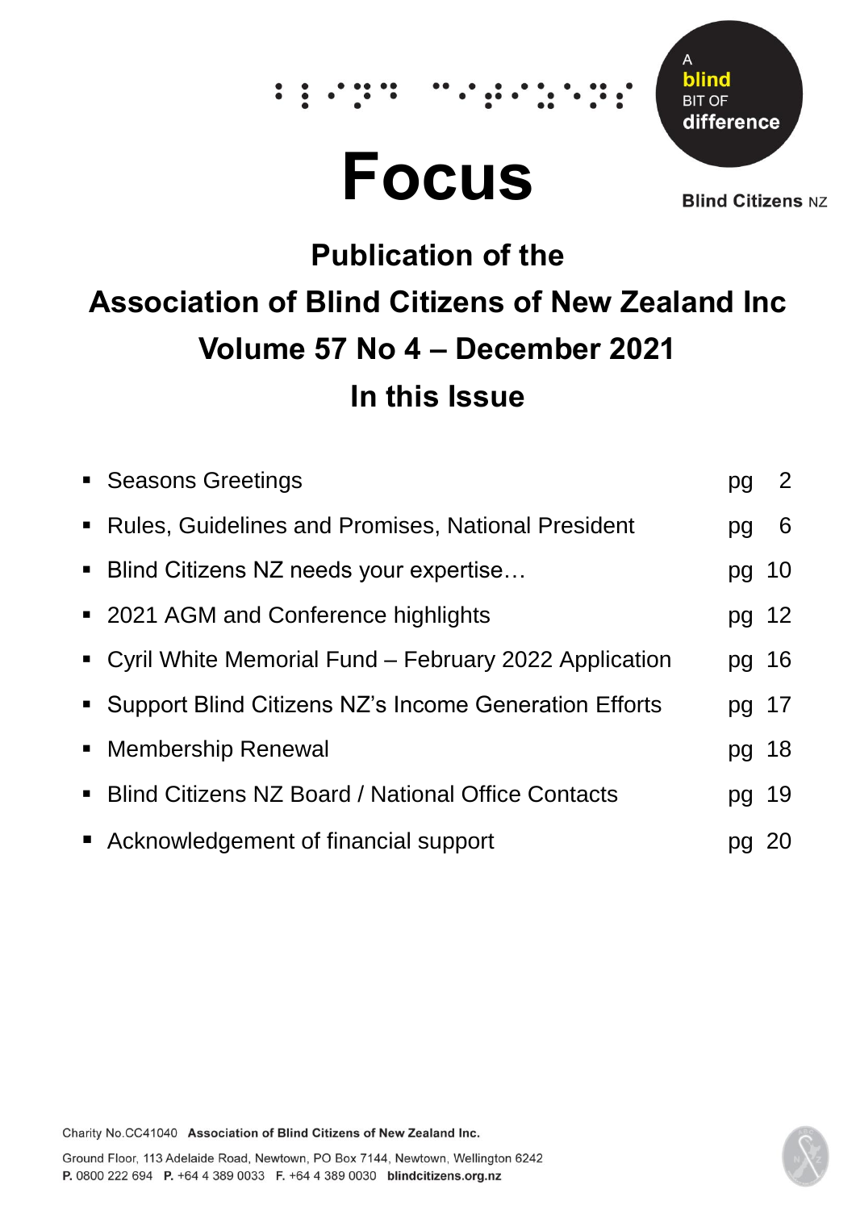# Focus

A blind BIT OF difference

Blind Citizens NZ

## Publication of the

## Association of Blind Citizens of New Zealand Inc

## Volume 57 No 4 – December 2021

## In this Issue

| | |
|---|---|
| ▪ Seasons Greetings | pg 2 |
| ▪ Rules, Guidelines and Promises, National President | pg 6 |
| ▪ Blind Citizens NZ needs your expertise… | pg 10 |
| ▪ 2021 AGM and Conference highlights | pg 12 |
| ▪ Cyril White Memorial Fund – February 2022 Application | pg 16 |
| ▪ Support Blind Citizens NZ's Income Generation Efforts | pg 17 |
| ▪ Membership Renewal | pg 18 |
| ▪ Blind Citizens NZ Board / National Office Contacts | pg 19 |
| ▪ Acknowledgement of financial support | pg 20 |

Charity No.CC41040 **Association of Blind Citizens of New Zealand Inc.**

Ground Floor, 113 Adelaide Road, Newtown, PO Box 7144, Newtown, Wellington 6242
**P.** 0800 222 694 **P.** +64 4 389 0033 **F.** +64 4 389 0030 **blindcitizens.org.nz**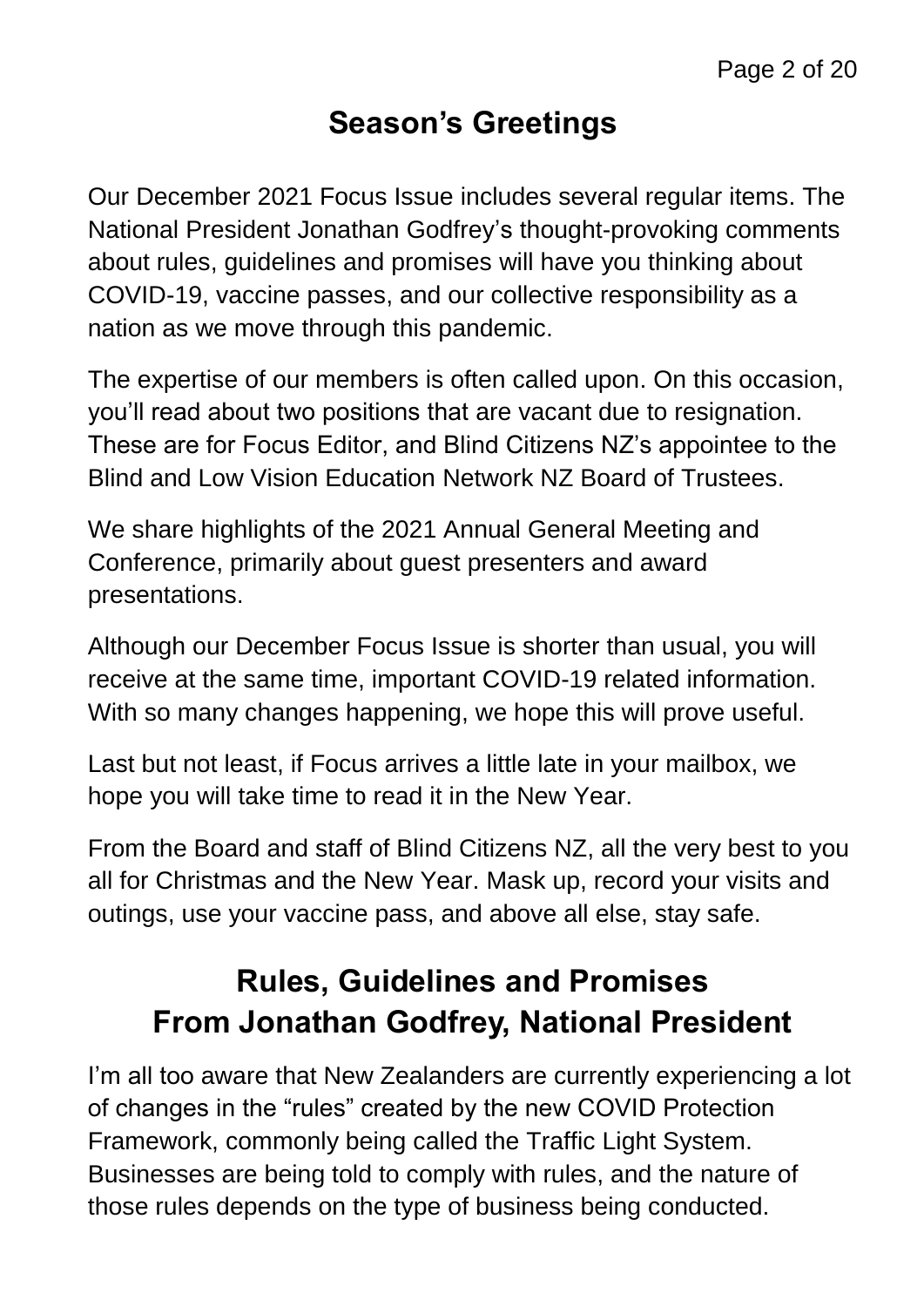## Season's Greetings

Our December 2021 Focus Issue includes several regular items. The National President Jonathan Godfrey's thought-provoking comments about rules, guidelines and promises will have you thinking about COVID-19, vaccine passes, and our collective responsibility as a nation as we move through this pandemic.

The expertise of our members is often called upon. On this occasion, you'll read about two positions that are vacant due to resignation. These are for Focus Editor, and Blind Citizens NZ's appointee to the Blind and Low Vision Education Network NZ Board of Trustees.

We share highlights of the 2021 Annual General Meeting and Conference, primarily about guest presenters and award presentations.

Although our December Focus Issue is shorter than usual, you will receive at the same time, important COVID-19 related information. With so many changes happening, we hope this will prove useful.

Last but not least, if Focus arrives a little late in your mailbox, we hope you will take time to read it in the New Year.

From the Board and staff of Blind Citizens NZ, all the very best to you all for Christmas and the New Year. Mask up, record your visits and outings, use your vaccine pass, and above all else, stay safe.

## Rules, Guidelines and Promises
## From Jonathan Godfrey, National President

I'm all too aware that New Zealanders are currently experiencing a lot of changes in the "rules" created by the new COVID Protection Framework, commonly being called the Traffic Light System. Businesses are being told to comply with rules, and the nature of those rules depends on the type of business being conducted.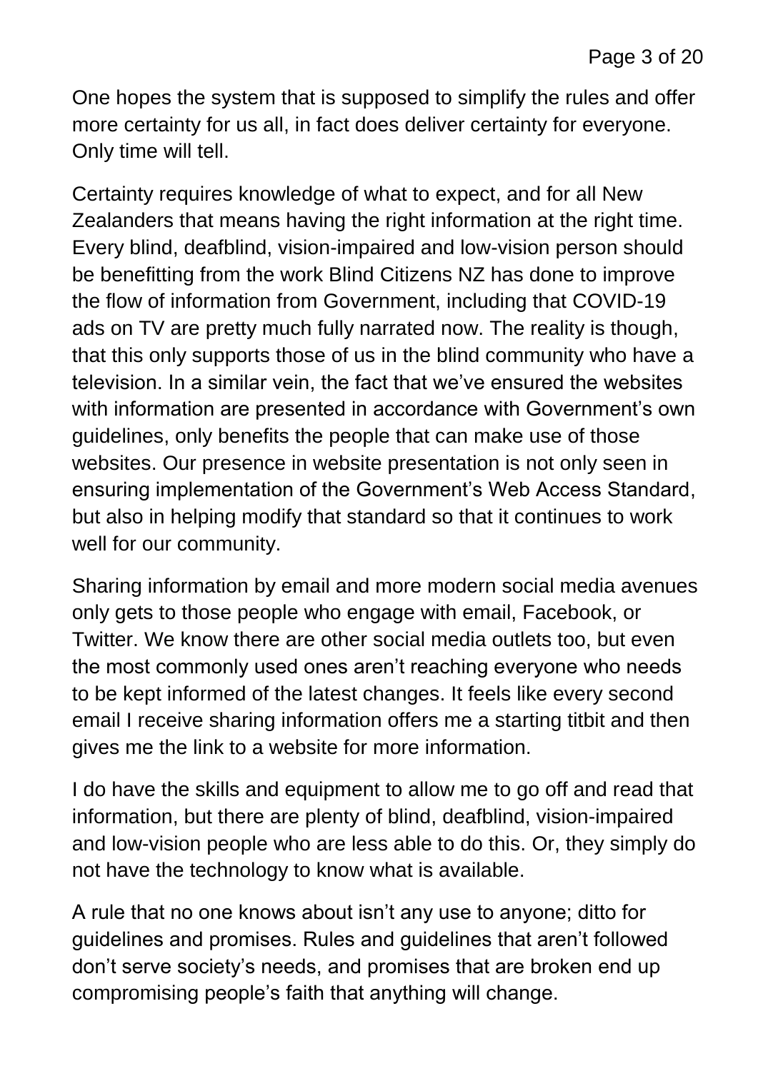One hopes the system that is supposed to simplify the rules and offer more certainty for us all, in fact does deliver certainty for everyone. Only time will tell.

Certainty requires knowledge of what to expect, and for all New Zealanders that means having the right information at the right time. Every blind, deafblind, vision-impaired and low-vision person should be benefitting from the work Blind Citizens NZ has done to improve the flow of information from Government, including that COVID-19 ads on TV are pretty much fully narrated now. The reality is though, that this only supports those of us in the blind community who have a television. In a similar vein, the fact that we've ensured the websites with information are presented in accordance with Government's own guidelines, only benefits the people that can make use of those websites. Our presence in website presentation is not only seen in ensuring implementation of the Government's Web Access Standard, but also in helping modify that standard so that it continues to work well for our community.

Sharing information by email and more modern social media avenues only gets to those people who engage with email, Facebook, or Twitter. We know there are other social media outlets too, but even the most commonly used ones aren't reaching everyone who needs to be kept informed of the latest changes. It feels like every second email I receive sharing information offers me a starting titbit and then gives me the link to a website for more information.

I do have the skills and equipment to allow me to go off and read that information, but there are plenty of blind, deafblind, vision-impaired and low-vision people who are less able to do this. Or, they simply do not have the technology to know what is available.

A rule that no one knows about isn't any use to anyone; ditto for guidelines and promises. Rules and guidelines that aren't followed don't serve society's needs, and promises that are broken end up compromising people's faith that anything will change.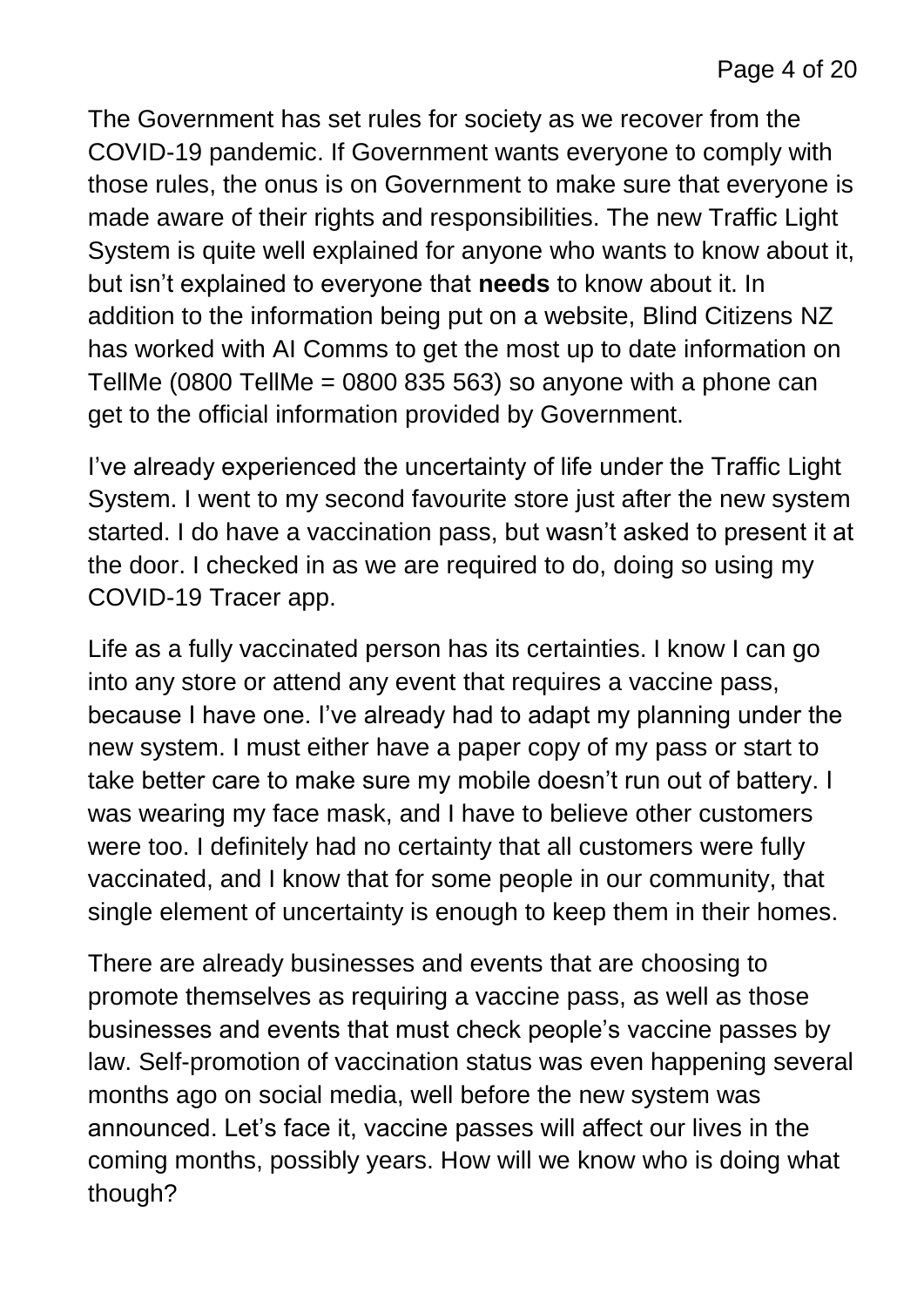The Government has set rules for society as we recover from the COVID-19 pandemic. If Government wants everyone to comply with those rules, the onus is on Government to make sure that everyone is made aware of their rights and responsibilities. The new Traffic Light System is quite well explained for anyone who wants to know about it, but isn't explained to everyone that **needs** to know about it. In addition to the information being put on a website, Blind Citizens NZ has worked with AI Comms to get the most up to date information on TellMe (0800 TellMe = 0800 835 563) so anyone with a phone can get to the official information provided by Government.

I've already experienced the uncertainty of life under the Traffic Light System. I went to my second favourite store just after the new system started. I do have a vaccination pass, but wasn't asked to present it at the door. I checked in as we are required to do, doing so using my COVID-19 Tracer app.

Life as a fully vaccinated person has its certainties. I know I can go into any store or attend any event that requires a vaccine pass, because I have one. I've already had to adapt my planning under the new system. I must either have a paper copy of my pass or start to take better care to make sure my mobile doesn't run out of battery. I was wearing my face mask, and I have to believe other customers were too. I definitely had no certainty that all customers were fully vaccinated, and I know that for some people in our community, that single element of uncertainty is enough to keep them in their homes.

There are already businesses and events that are choosing to promote themselves as requiring a vaccine pass, as well as those businesses and events that must check people's vaccine passes by law. Self-promotion of vaccination status was even happening several months ago on social media, well before the new system was announced. Let's face it, vaccine passes will affect our lives in the coming months, possibly years. How will we know who is doing what though?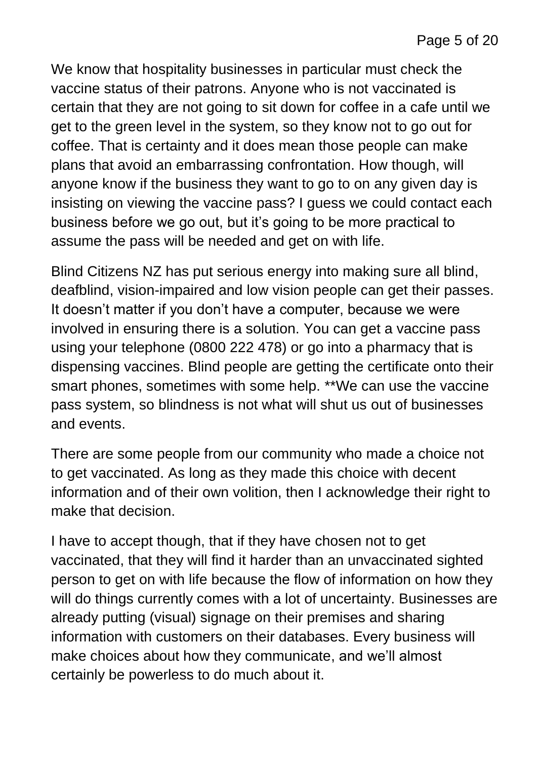We know that hospitality businesses in particular must check the vaccine status of their patrons. Anyone who is not vaccinated is certain that they are not going to sit down for coffee in a cafe until we get to the green level in the system, so they know not to go out for coffee. That is certainty and it does mean those people can make plans that avoid an embarrassing confrontation. How though, will anyone know if the business they want to go to on any given day is insisting on viewing the vaccine pass? I guess we could contact each business before we go out, but it's going to be more practical to assume the pass will be needed and get on with life.

Blind Citizens NZ has put serious energy into making sure all blind, deafblind, vision-impaired and low vision people can get their passes. It doesn't matter if you don't have a computer, because we were involved in ensuring there is a solution. You can get a vaccine pass using your telephone (0800 222 478) or go into a pharmacy that is dispensing vaccines. Blind people are getting the certificate onto their smart phones, sometimes with some help. **We can use the vaccine pass system, so blindness is not what will shut us out of businesses and events.

There are some people from our community who made a choice not to get vaccinated. As long as they made this choice with decent information and of their own volition, then I acknowledge their right to make that decision.

I have to accept though, that if they have chosen not to get vaccinated, that they will find it harder than an unvaccinated sighted person to get on with life because the flow of information on how they will do things currently comes with a lot of uncertainty. Businesses are already putting (visual) signage on their premises and sharing information with customers on their databases. Every business will make choices about how they communicate, and we'll almost certainly be powerless to do much about it.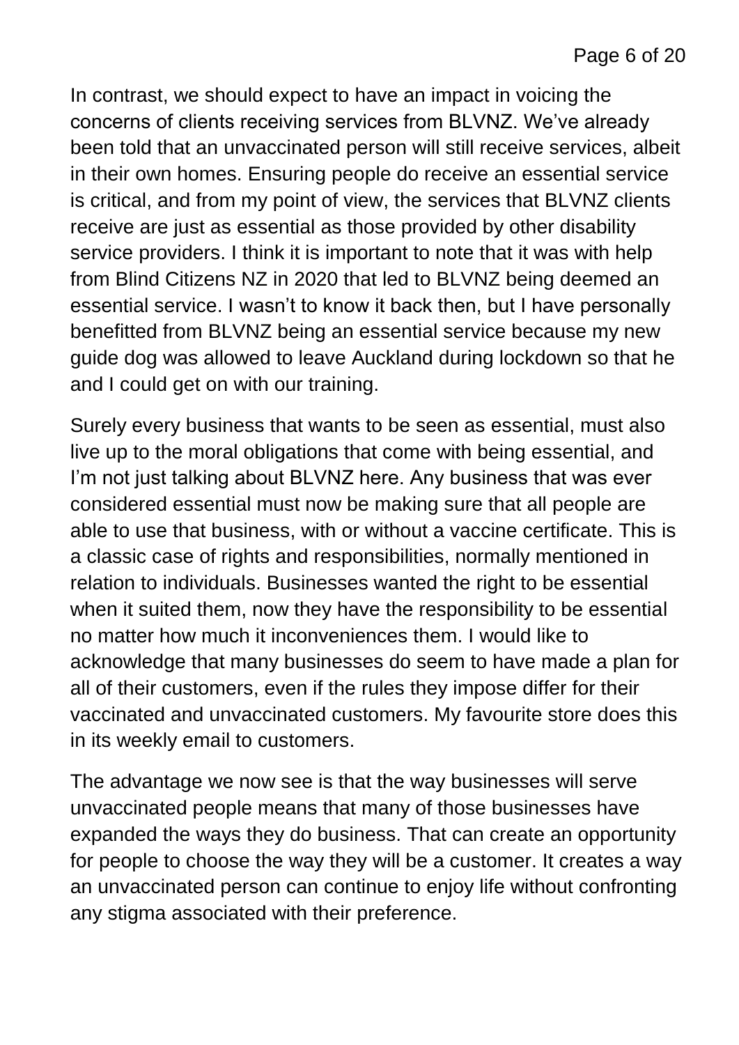In contrast, we should expect to have an impact in voicing the concerns of clients receiving services from BLVNZ. We've already been told that an unvaccinated person will still receive services, albeit in their own homes. Ensuring people do receive an essential service is critical, and from my point of view, the services that BLVNZ clients receive are just as essential as those provided by other disability service providers. I think it is important to note that it was with help from Blind Citizens NZ in 2020 that led to BLVNZ being deemed an essential service. I wasn't to know it back then, but I have personally benefitted from BLVNZ being an essential service because my new guide dog was allowed to leave Auckland during lockdown so that he and I could get on with our training.

Surely every business that wants to be seen as essential, must also live up to the moral obligations that come with being essential, and I'm not just talking about BLVNZ here. Any business that was ever considered essential must now be making sure that all people are able to use that business, with or without a vaccine certificate. This is a classic case of rights and responsibilities, normally mentioned in relation to individuals. Businesses wanted the right to be essential when it suited them, now they have the responsibility to be essential no matter how much it inconveniences them. I would like to acknowledge that many businesses do seem to have made a plan for all of their customers, even if the rules they impose differ for their vaccinated and unvaccinated customers. My favourite store does this in its weekly email to customers.

The advantage we now see is that the way businesses will serve unvaccinated people means that many of those businesses have expanded the ways they do business. That can create an opportunity for people to choose the way they will be a customer. It creates a way an unvaccinated person can continue to enjoy life without confronting any stigma associated with their preference.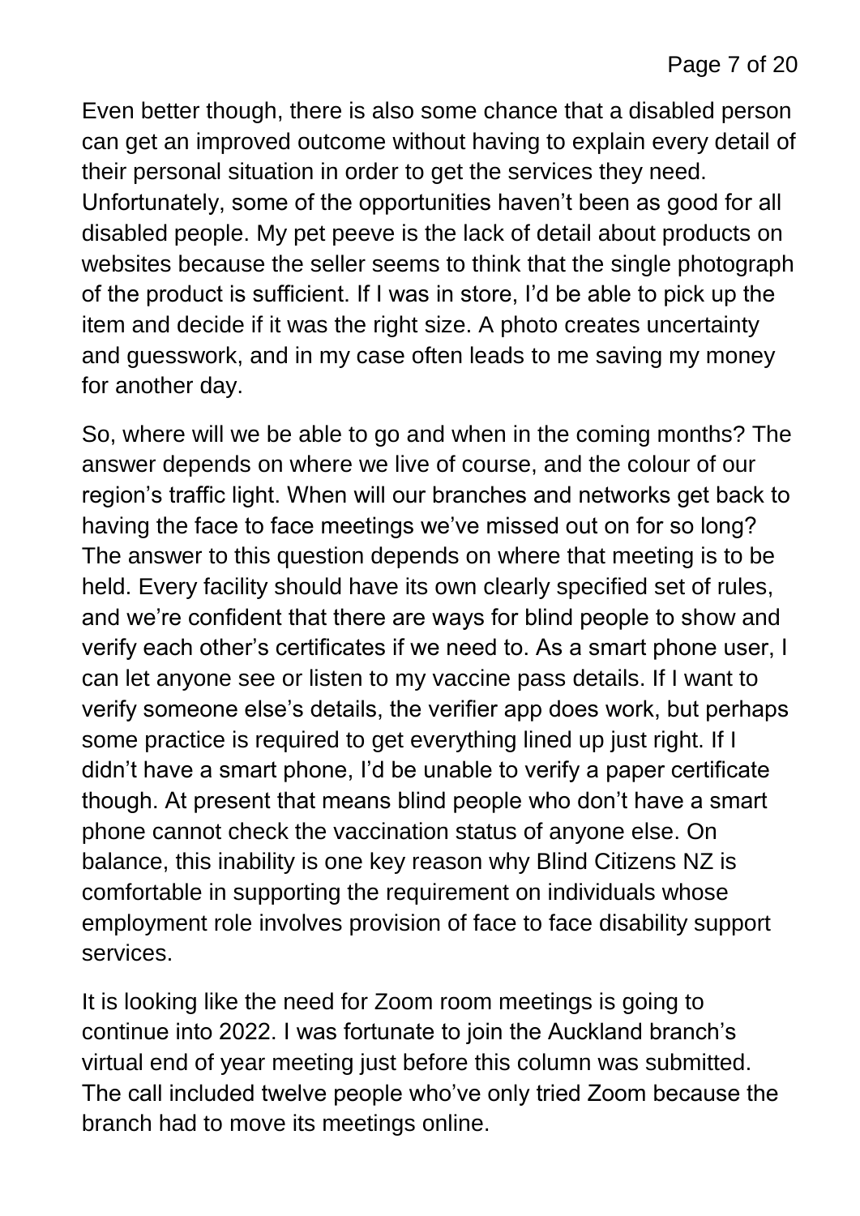Even better though, there is also some chance that a disabled person can get an improved outcome without having to explain every detail of their personal situation in order to get the services they need. Unfortunately, some of the opportunities haven't been as good for all disabled people. My pet peeve is the lack of detail about products on websites because the seller seems to think that the single photograph of the product is sufficient. If I was in store, I'd be able to pick up the item and decide if it was the right size. A photo creates uncertainty and guesswork, and in my case often leads to me saving my money for another day.

So, where will we be able to go and when in the coming months? The answer depends on where we live of course, and the colour of our region's traffic light. When will our branches and networks get back to having the face to face meetings we've missed out on for so long? The answer to this question depends on where that meeting is to be held. Every facility should have its own clearly specified set of rules, and we're confident that there are ways for blind people to show and verify each other's certificates if we need to. As a smart phone user, I can let anyone see or listen to my vaccine pass details. If I want to verify someone else's details, the verifier app does work, but perhaps some practice is required to get everything lined up just right. If I didn't have a smart phone, I'd be unable to verify a paper certificate though. At present that means blind people who don't have a smart phone cannot check the vaccination status of anyone else. On balance, this inability is one key reason why Blind Citizens NZ is comfortable in supporting the requirement on individuals whose employment role involves provision of face to face disability support services.

It is looking like the need for Zoom room meetings is going to continue into 2022. I was fortunate to join the Auckland branch's virtual end of year meeting just before this column was submitted. The call included twelve people who've only tried Zoom because the branch had to move its meetings online.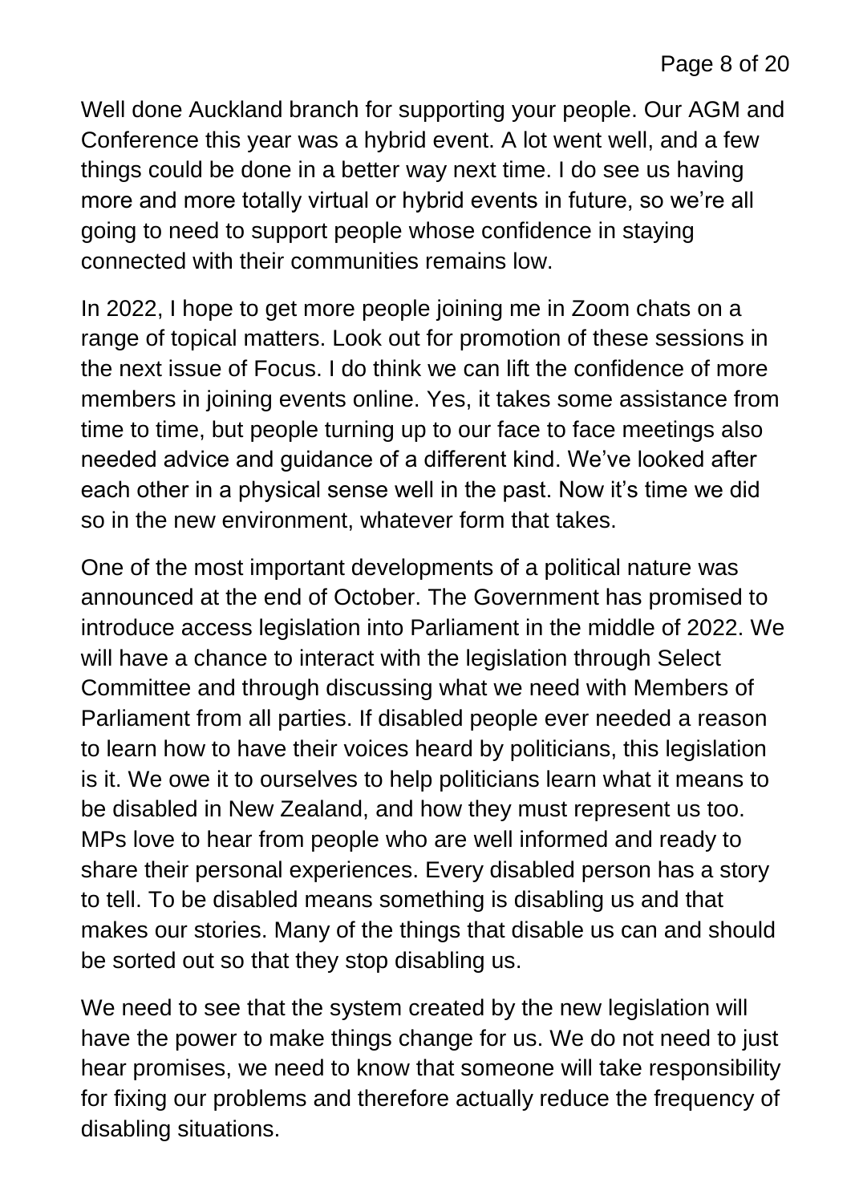Well done Auckland branch for supporting your people. Our AGM and Conference this year was a hybrid event. A lot went well, and a few things could be done in a better way next time. I do see us having more and more totally virtual or hybrid events in future, so we're all going to need to support people whose confidence in staying connected with their communities remains low.

In 2022, I hope to get more people joining me in Zoom chats on a range of topical matters. Look out for promotion of these sessions in the next issue of Focus. I do think we can lift the confidence of more members in joining events online. Yes, it takes some assistance from time to time, but people turning up to our face to face meetings also needed advice and guidance of a different kind. We've looked after each other in a physical sense well in the past. Now it's time we did so in the new environment, whatever form that takes.

One of the most important developments of a political nature was announced at the end of October. The Government has promised to introduce access legislation into Parliament in the middle of 2022. We will have a chance to interact with the legislation through Select Committee and through discussing what we need with Members of Parliament from all parties. If disabled people ever needed a reason to learn how to have their voices heard by politicians, this legislation is it. We owe it to ourselves to help politicians learn what it means to be disabled in New Zealand, and how they must represent us too. MPs love to hear from people who are well informed and ready to share their personal experiences. Every disabled person has a story to tell. To be disabled means something is disabling us and that makes our stories. Many of the things that disable us can and should be sorted out so that they stop disabling us.

We need to see that the system created by the new legislation will have the power to make things change for us. We do not need to just hear promises, we need to know that someone will take responsibility for fixing our problems and therefore actually reduce the frequency of disabling situations.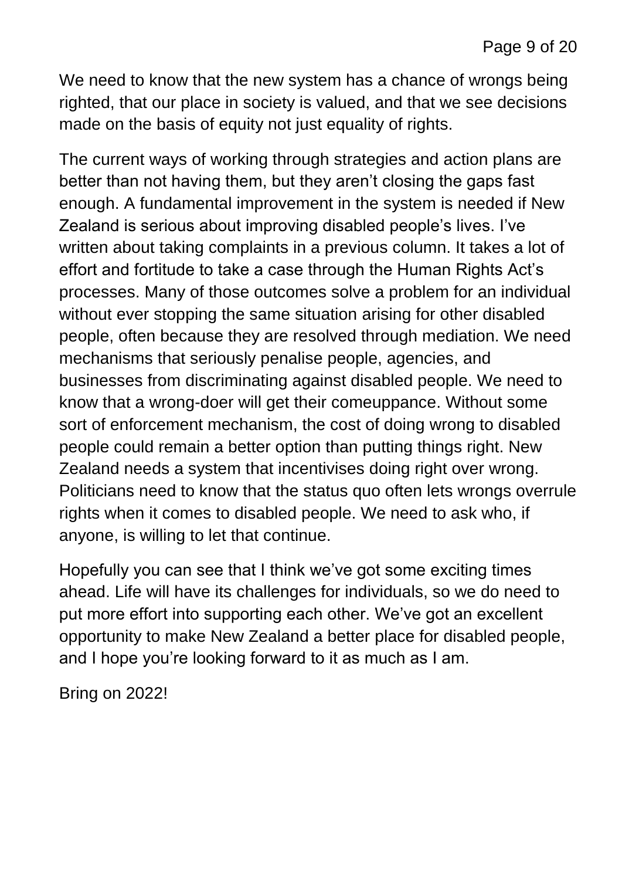We need to know that the new system has a chance of wrongs being righted, that our place in society is valued, and that we see decisions made on the basis of equity not just equality of rights.

The current ways of working through strategies and action plans are better than not having them, but they aren't closing the gaps fast enough. A fundamental improvement in the system is needed if New Zealand is serious about improving disabled people's lives. I've written about taking complaints in a previous column. It takes a lot of effort and fortitude to take a case through the Human Rights Act's processes. Many of those outcomes solve a problem for an individual without ever stopping the same situation arising for other disabled people, often because they are resolved through mediation. We need mechanisms that seriously penalise people, agencies, and businesses from discriminating against disabled people. We need to know that a wrong-doer will get their comeuppance. Without some sort of enforcement mechanism, the cost of doing wrong to disabled people could remain a better option than putting things right. New Zealand needs a system that incentivises doing right over wrong. Politicians need to know that the status quo often lets wrongs overrule rights when it comes to disabled people. We need to ask who, if anyone, is willing to let that continue.

Hopefully you can see that I think we've got some exciting times ahead. Life will have its challenges for individuals, so we do need to put more effort into supporting each other. We've got an excellent opportunity to make New Zealand a better place for disabled people, and I hope you're looking forward to it as much as I am.

Bring on 2022!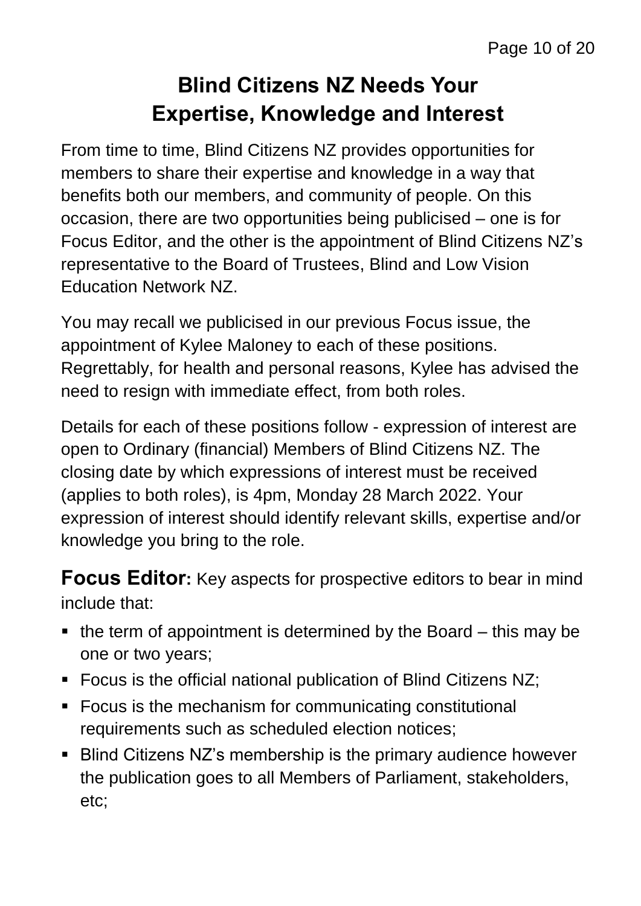# Blind Citizens NZ Needs Your Expertise, Knowledge and Interest

From time to time, Blind Citizens NZ provides opportunities for members to share their expertise and knowledge in a way that benefits both our members, and community of people. On this occasion, there are two opportunities being publicised – one is for Focus Editor, and the other is the appointment of Blind Citizens NZ's representative to the Board of Trustees, Blind and Low Vision Education Network NZ.

You may recall we publicised in our previous Focus issue, the appointment of Kylee Maloney to each of these positions. Regrettably, for health and personal reasons, Kylee has advised the need to resign with immediate effect, from both roles.

Details for each of these positions follow - expression of interest are open to Ordinary (financial) Members of Blind Citizens NZ. The closing date by which expressions of interest must be received (applies to both roles), is 4pm, Monday 28 March 2022. Your expression of interest should identify relevant skills, expertise and/or knowledge you bring to the role.

**Focus Editor:** Key aspects for prospective editors to bear in mind include that:

- the term of appointment is determined by the Board – this may be one or two years;
- Focus is the official national publication of Blind Citizens NZ;
- Focus is the mechanism for communicating constitutional requirements such as scheduled election notices;
- Blind Citizens NZ's membership is the primary audience however the publication goes to all Members of Parliament, stakeholders, etc;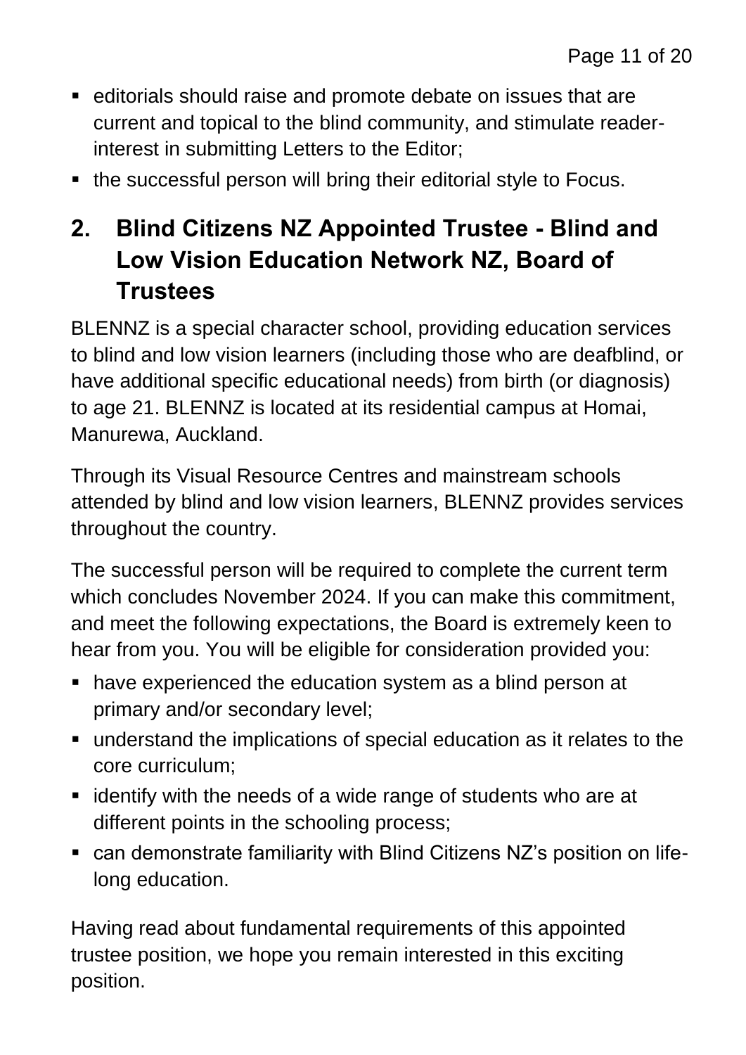- editorials should raise and promote debate on issues that are current and topical to the blind community, and stimulate reader-interest in submitting Letters to the Editor;
- the successful person will bring their editorial style to Focus.

## 2. Blind Citizens NZ Appointed Trustee - Blind and Low Vision Education Network NZ, Board of Trustees

BLENNZ is a special character school, providing education services to blind and low vision learners (including those who are deafblind, or have additional specific educational needs) from birth (or diagnosis) to age 21. BLENNZ is located at its residential campus at Homai, Manurewa, Auckland.

Through its Visual Resource Centres and mainstream schools attended by blind and low vision learners, BLENNZ provides services throughout the country.

The successful person will be required to complete the current term which concludes November 2024. If you can make this commitment, and meet the following expectations, the Board is extremely keen to hear from you. You will be eligible for consideration provided you:

- have experienced the education system as a blind person at primary and/or secondary level;
- understand the implications of special education as it relates to the core curriculum;
- identify with the needs of a wide range of students who are at different points in the schooling process;
- can demonstrate familiarity with Blind Citizens NZ's position on life-long education.

Having read about fundamental requirements of this appointed trustee position, we hope you remain interested in this exciting position.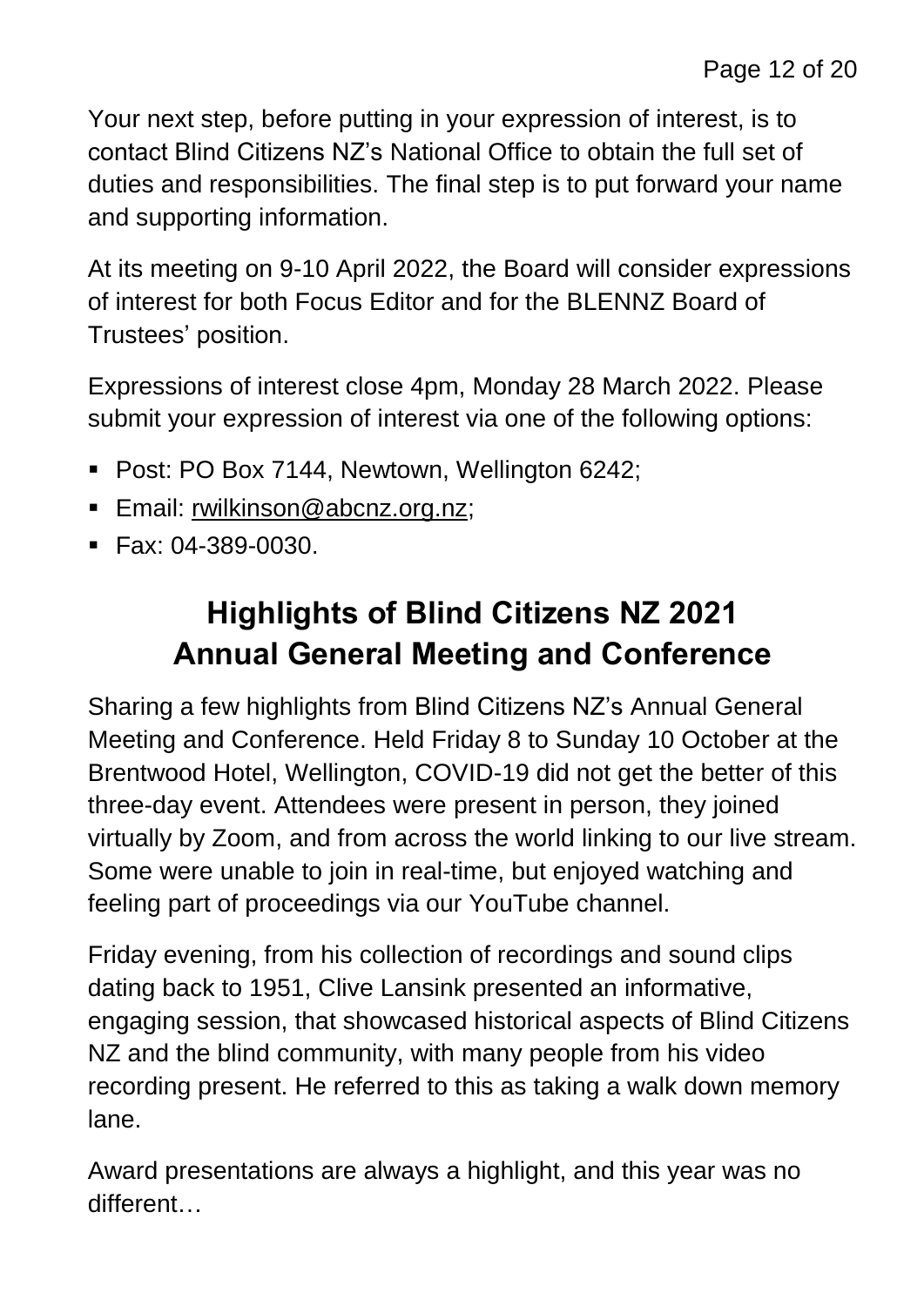Your next step, before putting in your expression of interest, is to contact Blind Citizens NZ's National Office to obtain the full set of duties and responsibilities. The final step is to put forward your name and supporting information.

At its meeting on 9-10 April 2022, the Board will consider expressions of interest for both Focus Editor and for the BLENNZ Board of Trustees' position.

Expressions of interest close 4pm, Monday 28 March 2022. Please submit your expression of interest via one of the following options:

- Post: PO Box 7144, Newtown, Wellington 6242;
- Email: rwilkinson@abcnz.org.nz;
- Fax: 04-389-0030.

## Highlights of Blind Citizens NZ 2021 Annual General Meeting and Conference

Sharing a few highlights from Blind Citizens NZ's Annual General Meeting and Conference. Held Friday 8 to Sunday 10 October at the Brentwood Hotel, Wellington, COVID-19 did not get the better of this three-day event. Attendees were present in person, they joined virtually by Zoom, and from across the world linking to our live stream. Some were unable to join in real-time, but enjoyed watching and feeling part of proceedings via our YouTube channel.

Friday evening, from his collection of recordings and sound clips dating back to 1951, Clive Lansink presented an informative, engaging session, that showcased historical aspects of Blind Citizens NZ and the blind community, with many people from his video recording present. He referred to this as taking a walk down memory lane.

Award presentations are always a highlight, and this year was no different…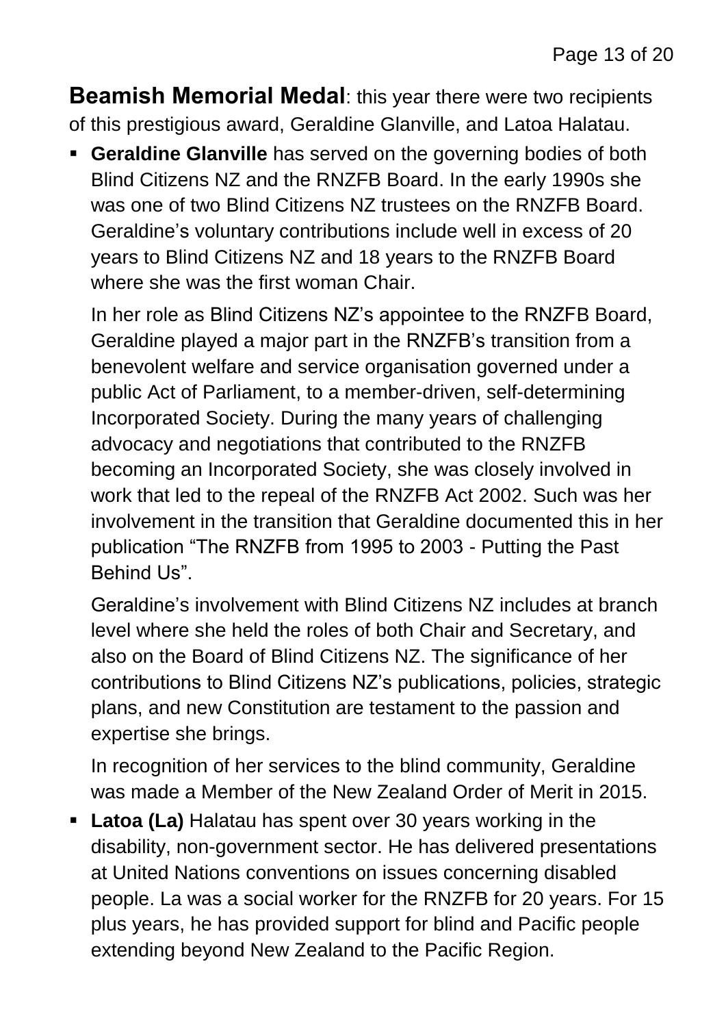**Beamish Memorial Medal**: this year there were two recipients of this prestigious award, Geraldine Glanville, and Latoa Halatau.

- **Geraldine Glanville** has served on the governing bodies of both Blind Citizens NZ and the RNZFB Board. In the early 1990s she was one of two Blind Citizens NZ trustees on the RNZFB Board. Geraldine's voluntary contributions include well in excess of 20 years to Blind Citizens NZ and 18 years to the RNZFB Board where she was the first woman Chair.

  In her role as Blind Citizens NZ's appointee to the RNZFB Board, Geraldine played a major part in the RNZFB's transition from a benevolent welfare and service organisation governed under a public Act of Parliament, to a member-driven, self-determining Incorporated Society. During the many years of challenging advocacy and negotiations that contributed to the RNZFB becoming an Incorporated Society, she was closely involved in work that led to the repeal of the RNZFB Act 2002. Such was her involvement in the transition that Geraldine documented this in her publication "The RNZFB from 1995 to 2003 - Putting the Past Behind Us".

  Geraldine's involvement with Blind Citizens NZ includes at branch level where she held the roles of both Chair and Secretary, and also on the Board of Blind Citizens NZ. The significance of her contributions to Blind Citizens NZ's publications, policies, strategic plans, and new Constitution are testament to the passion and expertise she brings.

  In recognition of her services to the blind community, Geraldine was made a Member of the New Zealand Order of Merit in 2015.

- **Latoa (La)** Halatau has spent over 30 years working in the disability, non-government sector. He has delivered presentations at United Nations conventions on issues concerning disabled people. La was a social worker for the RNZFB for 20 years. For 15 plus years, he has provided support for blind and Pacific people extending beyond New Zealand to the Pacific Region.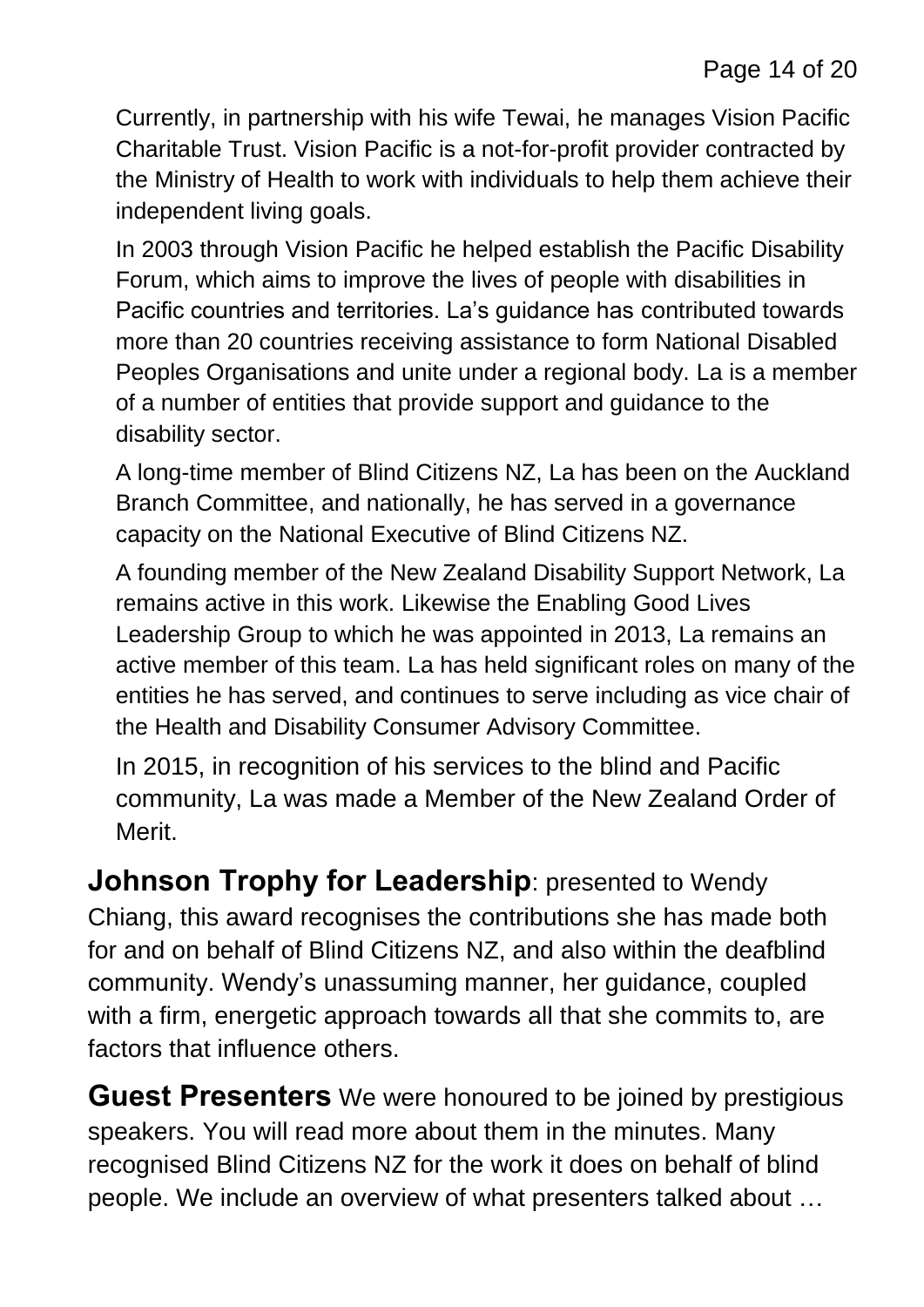Currently, in partnership with his wife Tewai, he manages Vision Pacific Charitable Trust. Vision Pacific is a not-for-profit provider contracted by the Ministry of Health to work with individuals to help them achieve their independent living goals.

In 2003 through Vision Pacific he helped establish the Pacific Disability Forum, which aims to improve the lives of people with disabilities in Pacific countries and territories. La's guidance has contributed towards more than 20 countries receiving assistance to form National Disabled Peoples Organisations and unite under a regional body. La is a member of a number of entities that provide support and guidance to the disability sector.

A long-time member of Blind Citizens NZ, La has been on the Auckland Branch Committee, and nationally, he has served in a governance capacity on the National Executive of Blind Citizens NZ.

A founding member of the New Zealand Disability Support Network, La remains active in this work. Likewise the Enabling Good Lives Leadership Group to which he was appointed in 2013, La remains an active member of this team. La has held significant roles on many of the entities he has served, and continues to serve including as vice chair of the Health and Disability Consumer Advisory Committee.

In 2015, in recognition of his services to the blind and Pacific community, La was made a Member of the New Zealand Order of Merit.

**Johnson Trophy for Leadership**: presented to Wendy Chiang, this award recognises the contributions she has made both for and on behalf of Blind Citizens NZ, and also within the deafblind community. Wendy's unassuming manner, her guidance, coupled with a firm, energetic approach towards all that she commits to, are factors that influence others.

**Guest Presenters** We were honoured to be joined by prestigious speakers. You will read more about them in the minutes. Many recognised Blind Citizens NZ for the work it does on behalf of blind people. We include an overview of what presenters talked about …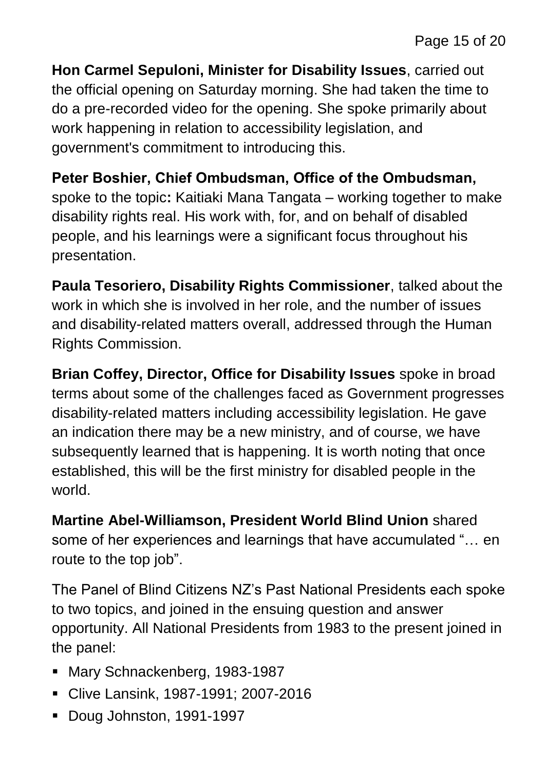**Hon Carmel Sepuloni, Minister for Disability Issues**, carried out the official opening on Saturday morning. She had taken the time to do a pre-recorded video for the opening. She spoke primarily about work happening in relation to accessibility legislation, and government's commitment to introducing this.

**Peter Boshier, Chief Ombudsman, Office of the Ombudsman,** spoke to the topic**:** Kaitiaki Mana Tangata – working together to make disability rights real. His work with, for, and on behalf of disabled people, and his learnings were a significant focus throughout his presentation.

**Paula Tesoriero, Disability Rights Commissioner**, talked about the work in which she is involved in her role, and the number of issues and disability-related matters overall, addressed through the Human Rights Commission.

**Brian Coffey, Director, Office for Disability Issues** spoke in broad terms about some of the challenges faced as Government progresses disability-related matters including accessibility legislation. He gave an indication there may be a new ministry, and of course, we have subsequently learned that is happening. It is worth noting that once established, this will be the first ministry for disabled people in the world.

**Martine Abel-Williamson, President World Blind Union** shared some of her experiences and learnings that have accumulated "… en route to the top job".

The Panel of Blind Citizens NZ's Past National Presidents each spoke to two topics, and joined in the ensuing question and answer opportunity. All National Presidents from 1983 to the present joined in the panel:

- Mary Schnackenberg, 1983-1987
- Clive Lansink, 1987-1991; 2007-2016
- Doug Johnston, 1991-1997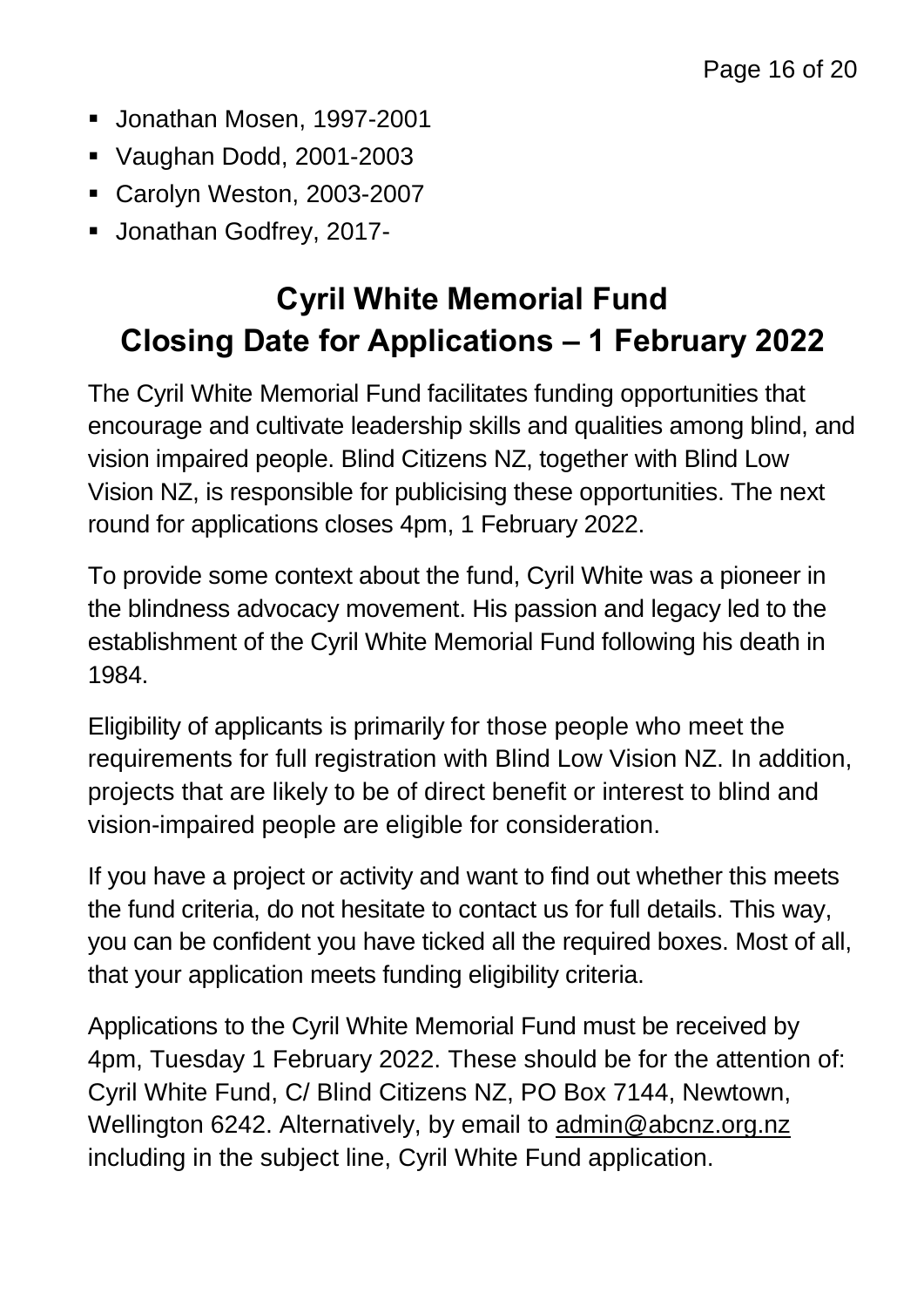- Jonathan Mosen, 1997-2001
- Vaughan Dodd, 2001-2003
- Carolyn Weston, 2003-2007
- Jonathan Godfrey, 2017-

## Cyril White Memorial Fund
## Closing Date for Applications – 1 February 2022

The Cyril White Memorial Fund facilitates funding opportunities that encourage and cultivate leadership skills and qualities among blind, and vision impaired people. Blind Citizens NZ, together with Blind Low Vision NZ, is responsible for publicising these opportunities. The next round for applications closes 4pm, 1 February 2022.

To provide some context about the fund, Cyril White was a pioneer in the blindness advocacy movement. His passion and legacy led to the establishment of the Cyril White Memorial Fund following his death in 1984.

Eligibility of applicants is primarily for those people who meet the requirements for full registration with Blind Low Vision NZ. In addition, projects that are likely to be of direct benefit or interest to blind and vision-impaired people are eligible for consideration.

If you have a project or activity and want to find out whether this meets the fund criteria, do not hesitate to contact us for full details. This way, you can be confident you have ticked all the required boxes. Most of all, that your application meets funding eligibility criteria.

Applications to the Cyril White Memorial Fund must be received by 4pm, Tuesday 1 February 2022. These should be for the attention of: Cyril White Fund, C/ Blind Citizens NZ, PO Box 7144, Newtown, Wellington 6242. Alternatively, by email to admin@abcnz.org.nz including in the subject line, Cyril White Fund application.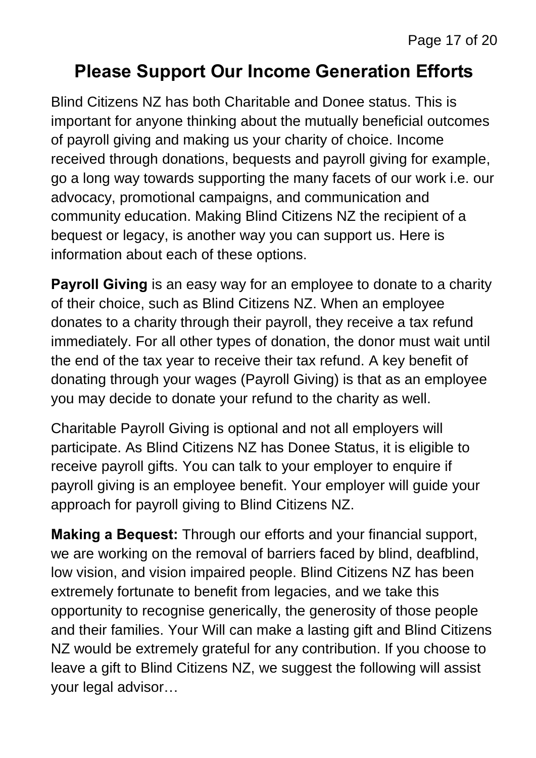## Please Support Our Income Generation Efforts

Blind Citizens NZ has both Charitable and Donee status. This is important for anyone thinking about the mutually beneficial outcomes of payroll giving and making us your charity of choice. Income received through donations, bequests and payroll giving for example, go a long way towards supporting the many facets of our work i.e. our advocacy, promotional campaigns, and communication and community education. Making Blind Citizens NZ the recipient of a bequest or legacy, is another way you can support us. Here is information about each of these options.

**Payroll Giving** is an easy way for an employee to donate to a charity of their choice, such as Blind Citizens NZ. When an employee donates to a charity through their payroll, they receive a tax refund immediately. For all other types of donation, the donor must wait until the end of the tax year to receive their tax refund. A key benefit of donating through your wages (Payroll Giving) is that as an employee you may decide to donate your refund to the charity as well.

Charitable Payroll Giving is optional and not all employers will participate. As Blind Citizens NZ has Donee Status, it is eligible to receive payroll gifts. You can talk to your employer to enquire if payroll giving is an employee benefit. Your employer will guide your approach for payroll giving to Blind Citizens NZ.

**Making a Bequest:** Through our efforts and your financial support, we are working on the removal of barriers faced by blind, deafblind, low vision, and vision impaired people. Blind Citizens NZ has been extremely fortunate to benefit from legacies, and we take this opportunity to recognise generically, the generosity of those people and their families. Your Will can make a lasting gift and Blind Citizens NZ would be extremely grateful for any contribution. If you choose to leave a gift to Blind Citizens NZ, we suggest the following will assist your legal advisor…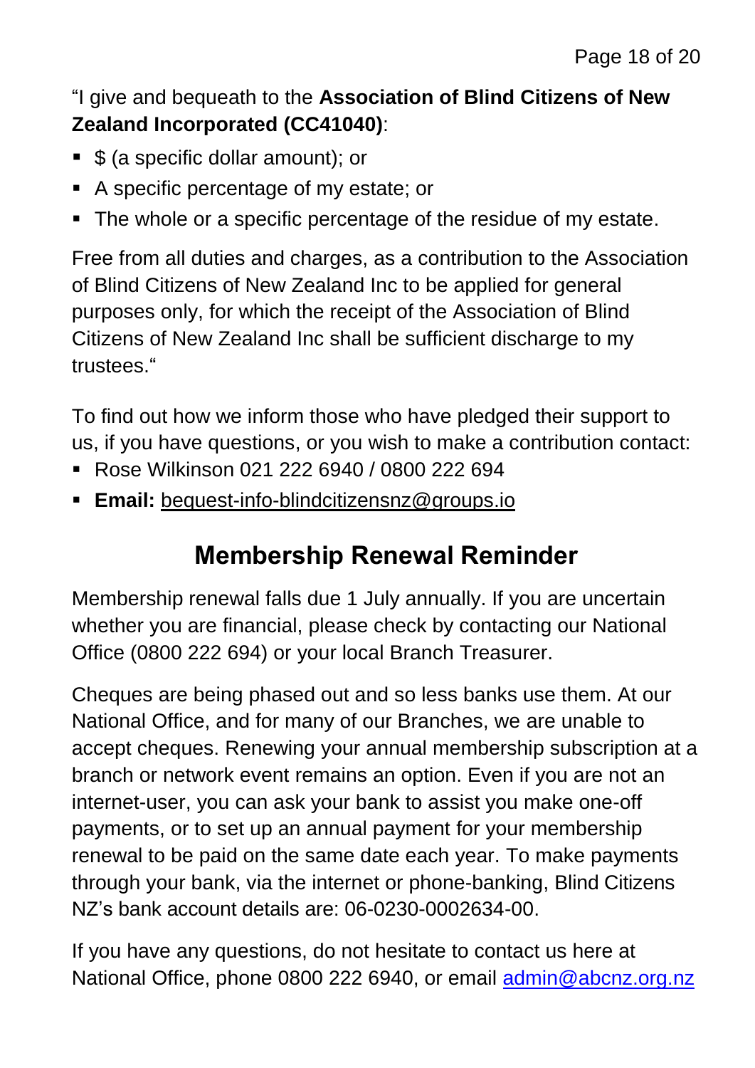"I give and bequeath to the **Association of Blind Citizens of New Zealand Incorporated (CC41040)**:

- $ (a specific dollar amount); or
- A specific percentage of my estate; or
- The whole or a specific percentage of the residue of my estate.

Free from all duties and charges, as a contribution to the Association of Blind Citizens of New Zealand Inc to be applied for general purposes only, for which the receipt of the Association of Blind Citizens of New Zealand Inc shall be sufficient discharge to my trustees."

To find out how we inform those who have pledged their support to us, if you have questions, or you wish to make a contribution contact:

- Rose Wilkinson 021 222 6940 / 0800 222 694
- **Email:** bequest-info-blindcitizensnz@groups.io

## Membership Renewal Reminder

Membership renewal falls due 1 July annually. If you are uncertain whether you are financial, please check by contacting our National Office (0800 222 694) or your local Branch Treasurer.

Cheques are being phased out and so less banks use them. At our National Office, and for many of our Branches, we are unable to accept cheques. Renewing your annual membership subscription at a branch or network event remains an option. Even if you are not an internet-user, you can ask your bank to assist you make one-off payments, or to set up an annual payment for your membership renewal to be paid on the same date each year. To make payments through your bank, via the internet or phone-banking, Blind Citizens NZ's bank account details are: 06-0230-0002634-00.

If you have any questions, do not hesitate to contact us here at National Office, phone 0800 222 6940, or email admin@abcnz.org.nz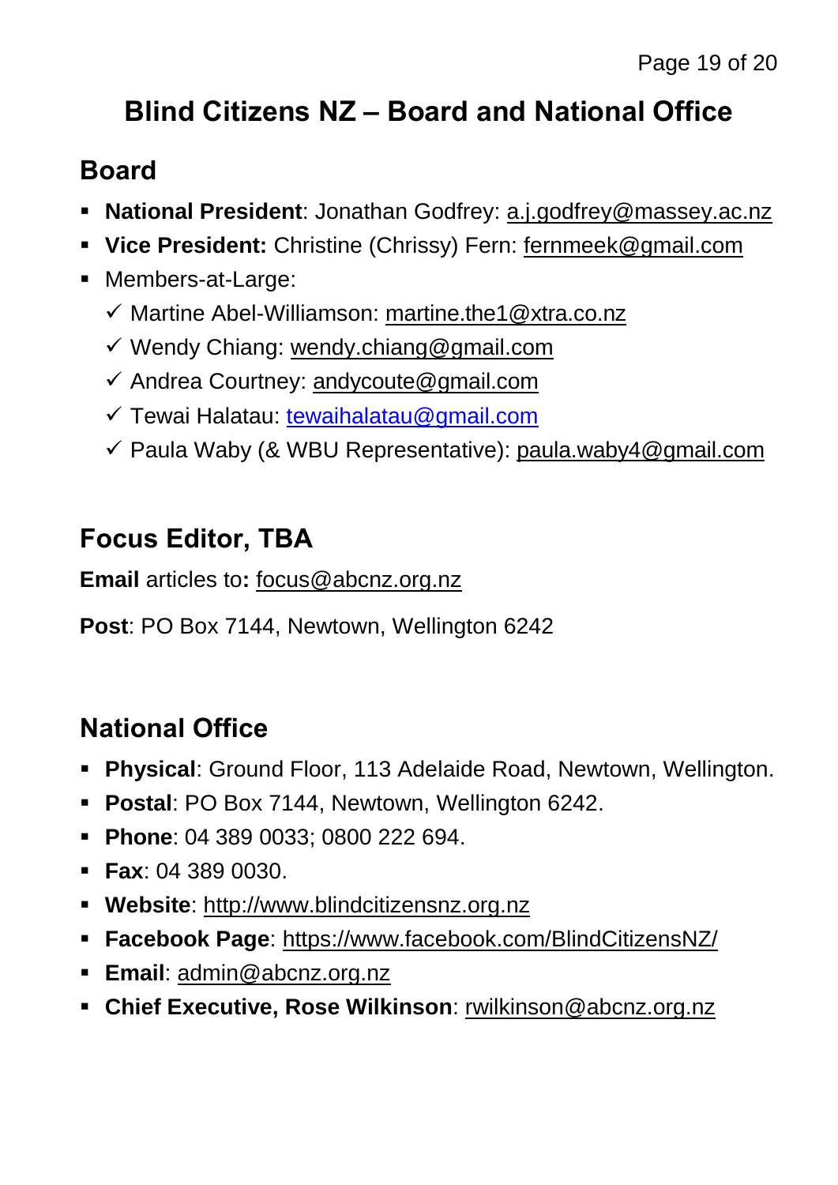# Blind Citizens NZ – Board and National Office

## Board

- **National President**: Jonathan Godfrey: a.j.godfrey@massey.ac.nz
- **Vice President:** Christine (Chrissy) Fern: fernmeek@gmail.com
- Members-at-Large:
  - ✓ Martine Abel-Williamson: martine.the1@xtra.co.nz
  - ✓ Wendy Chiang: wendy.chiang@gmail.com
  - ✓ Andrea Courtney: andycoute@gmail.com
  - ✓ Tewai Halatau: tewaihalatau@gmail.com
  - ✓ Paula Waby (& WBU Representative): paula.waby4@gmail.com

## Focus Editor, TBA

**Email** articles to**:** focus@abcnz.org.nz

**Post**: PO Box 7144, Newtown, Wellington 6242

## National Office

- **Physical**: Ground Floor, 113 Adelaide Road, Newtown, Wellington.
- **Postal**: PO Box 7144, Newtown, Wellington 6242.
- **Phone**: 04 389 0033; 0800 222 694.
- **Fax**: 04 389 0030.
- **Website**: http://www.blindcitizensnz.org.nz
- **Facebook Page**: https://www.facebook.com/BlindCitizensNZ/
- **Email**: admin@abcnz.org.nz
- **Chief Executive, Rose Wilkinson**: rwilkinson@abcnz.org.nz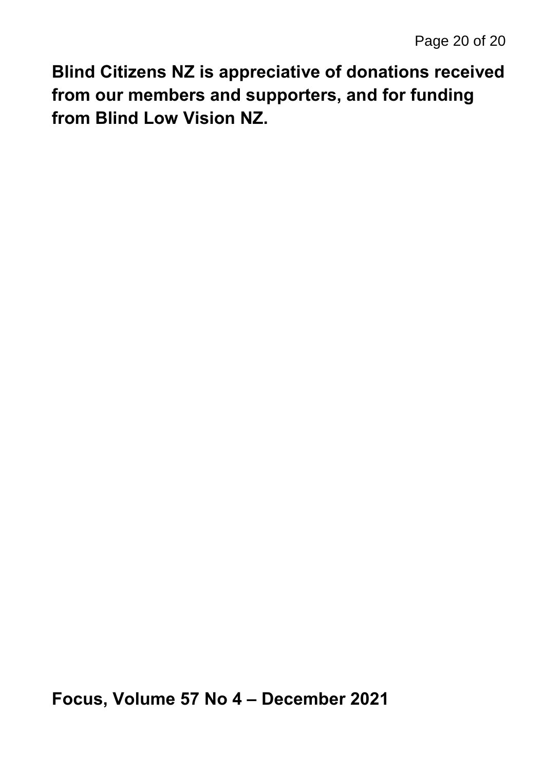**Blind Citizens NZ is appreciative of donations received from our members and supporters, and for funding from Blind Low Vision NZ.**